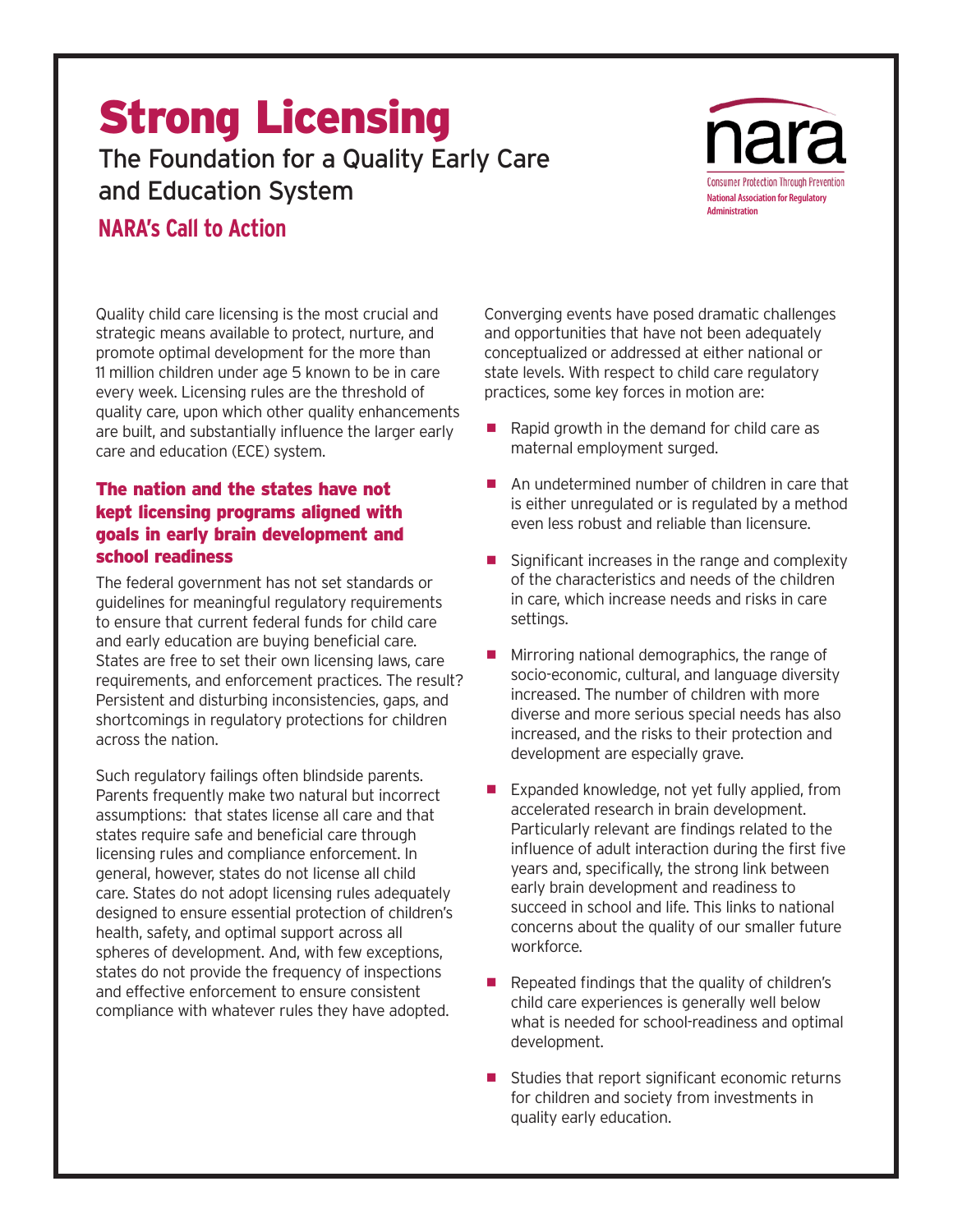# Strong Licensing

## The Foundation for a Quality Early Care and Education System

### NARA's Call to Action

nara

Consumer Protection Through Prevention
National Association for Regulatory Administration

Quality child care licensing is the most crucial and strategic means available to protect, nurture, and promote optimal development for the more than 11 million children under age 5 known to be in care every week. Licensing rules are the threshold of quality care, upon which other quality enhancements are built, and substantially influence the larger early care and education (ECE) system.

### The nation and the states have not kept licensing programs aligned with goals in early brain development and school readiness

The federal government has not set standards or guidelines for meaningful regulatory requirements to ensure that current federal funds for child care and early education are buying beneficial care. States are free to set their own licensing laws, care requirements, and enforcement practices. The result? Persistent and disturbing inconsistencies, gaps, and shortcomings in regulatory protections for children across the nation.

Such regulatory failings often blindside parents. Parents frequently make two natural but incorrect assumptions: that states license all care and that states require safe and beneficial care through licensing rules and compliance enforcement. In general, however, states do not license all child care. States do not adopt licensing rules adequately designed to ensure essential protection of children's health, safety, and optimal support across all spheres of development. And, with few exceptions, states do not provide the frequency of inspections and effective enforcement to ensure consistent compliance with whatever rules they have adopted.

Converging events have posed dramatic challenges and opportunities that have not been adequately conceptualized or addressed at either national or state levels. With respect to child care regulatory practices, some key forces in motion are:

- Rapid growth in the demand for child care as maternal employment surged.
- An undetermined number of children in care that is either unregulated or is regulated by a method even less robust and reliable than licensure.
- Significant increases in the range and complexity of the characteristics and needs of the children in care, which increase needs and risks in care settings.
- Mirroring national demographics, the range of socio-economic, cultural, and language diversity increased. The number of children with more diverse and more serious special needs has also increased, and the risks to their protection and development are especially grave.
- Expanded knowledge, not yet fully applied, from accelerated research in brain development. Particularly relevant are findings related to the influence of adult interaction during the first five years and, specifically, the strong link between early brain development and readiness to succeed in school and life. This links to national concerns about the quality of our smaller future workforce.
- Repeated findings that the quality of children's child care experiences is generally well below what is needed for school-readiness and optimal development.
- Studies that report significant economic returns for children and society from investments in quality early education.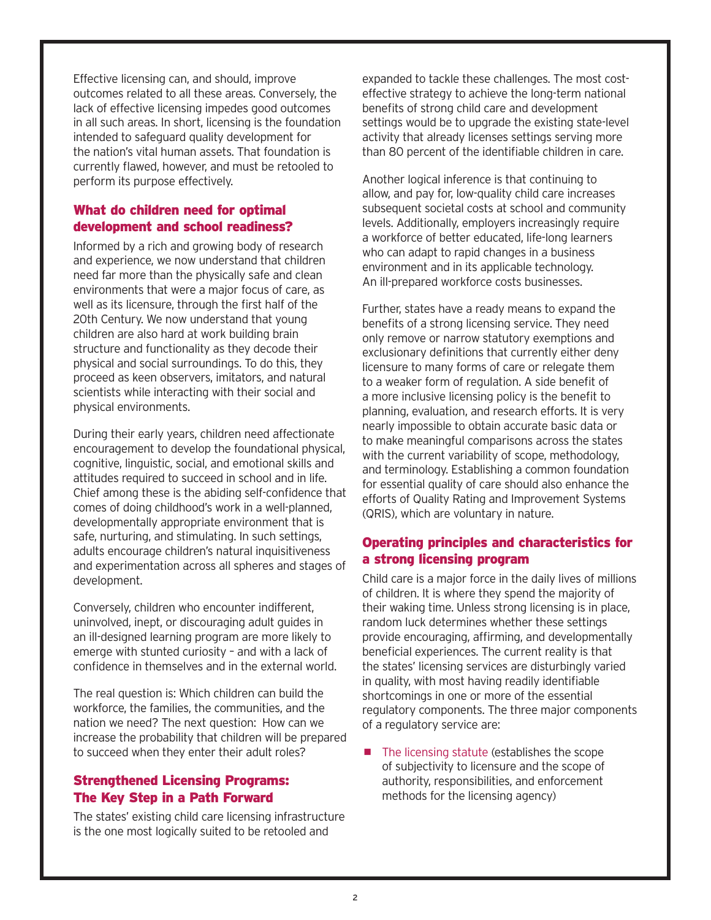Effective licensing can, and should, improve outcomes related to all these areas. Conversely, the lack of effective licensing impedes good outcomes in all such areas. In short, licensing is the foundation intended to safeguard quality development for the nation's vital human assets. That foundation is currently flawed, however, and must be retooled to perform its purpose effectively.

## What do children need for optimal development and school readiness?

Informed by a rich and growing body of research and experience, we now understand that children need far more than the physically safe and clean environments that were a major focus of care, as well as its licensure, through the first half of the 20th Century. We now understand that young children are also hard at work building brain structure and functionality as they decode their physical and social surroundings. To do this, they proceed as keen observers, imitators, and natural scientists while interacting with their social and physical environments.

During their early years, children need affectionate encouragement to develop the foundational physical, cognitive, linguistic, social, and emotional skills and attitudes required to succeed in school and in life. Chief among these is the abiding self-confidence that comes of doing childhood's work in a well-planned, developmentally appropriate environment that is safe, nurturing, and stimulating. In such settings, adults encourage children's natural inquisitiveness and experimentation across all spheres and stages of development.

Conversely, children who encounter indifferent, uninvolved, inept, or discouraging adult guides in an ill-designed learning program are more likely to emerge with stunted curiosity – and with a lack of confidence in themselves and in the external world.

The real question is: Which children can build the workforce, the families, the communities, and the nation we need? The next question: How can we increase the probability that children will be prepared to succeed when they enter their adult roles?

## Strengthened Licensing Programs: The Key Step in a Path Forward

The states' existing child care licensing infrastructure is the one most logically suited to be retooled and expanded to tackle these challenges. The most cost-effective strategy to achieve the long-term national benefits of strong child care and development settings would be to upgrade the existing state-level activity that already licenses settings serving more than 80 percent of the identifiable children in care.

Another logical inference is that continuing to allow, and pay for, low-quality child care increases subsequent societal costs at school and community levels. Additionally, employers increasingly require a workforce of better educated, life-long learners who can adapt to rapid changes in a business environment and in its applicable technology. An ill-prepared workforce costs businesses.

Further, states have a ready means to expand the benefits of a strong licensing service. They need only remove or narrow statutory exemptions and exclusionary definitions that currently either deny licensure to many forms of care or relegate them to a weaker form of regulation. A side benefit of a more inclusive licensing policy is the benefit to planning, evaluation, and research efforts. It is very nearly impossible to obtain accurate basic data or to make meaningful comparisons across the states with the current variability of scope, methodology, and terminology. Establishing a common foundation for essential quality of care should also enhance the efforts of Quality Rating and Improvement Systems (QRIS), which are voluntary in nature.

## Operating principles and characteristics for a strong licensing program

Child care is a major force in the daily lives of millions of children. It is where they spend the majority of their waking time. Unless strong licensing is in place, random luck determines whether these settings provide encouraging, affirming, and developmentally beneficial experiences. The current reality is that the states' licensing services are disturbingly varied in quality, with most having readily identifiable shortcomings in one or more of the essential regulatory components. The three major components of a regulatory service are:

- The licensing statute (establishes the scope of subjectivity to licensure and the scope of authority, responsibilities, and enforcement methods for the licensing agency)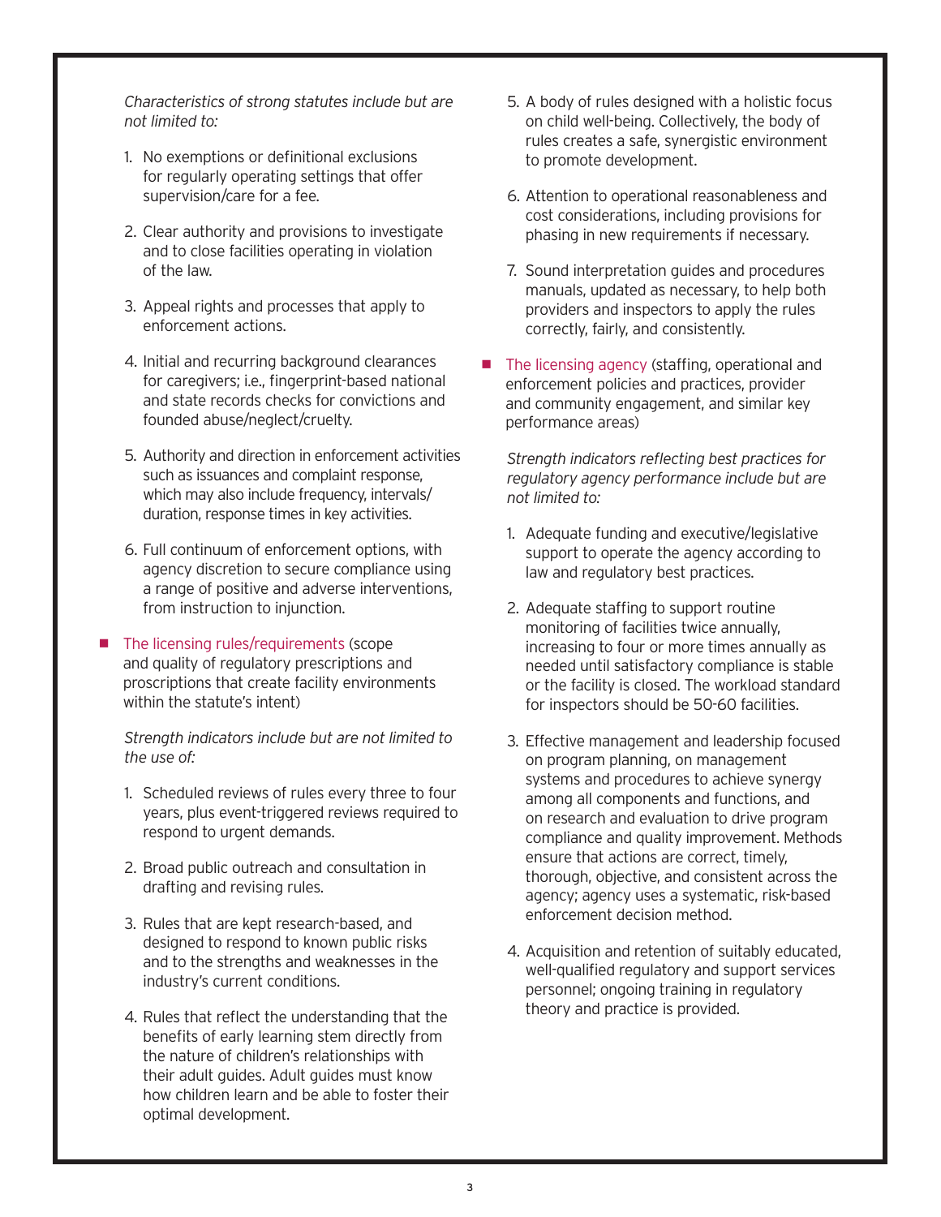*Characteristics of strong statutes include but are not limited to:*

1. No exemptions or definitional exclusions for regularly operating settings that offer supervision/care for a fee.

2. Clear authority and provisions to investigate and to close facilities operating in violation of the law.

3. Appeal rights and processes that apply to enforcement actions.

4. Initial and recurring background clearances for caregivers; i.e., fingerprint-based national and state records checks for convictions and founded abuse/neglect/cruelty.

5. Authority and direction in enforcement activities such as issuances and complaint response, which may also include frequency, intervals/duration, response times in key activities.

6. Full continuum of enforcement options, with agency discretion to secure compliance using a range of positive and adverse interventions, from instruction to injunction.

- The licensing rules/requirements (scope and quality of regulatory prescriptions and proscriptions that create facility environments within the statute's intent)

  *Strength indicators include but are not limited to the use of:*

  1. Scheduled reviews of rules every three to four years, plus event-triggered reviews required to respond to urgent demands.

  2. Broad public outreach and consultation in drafting and revising rules.

  3. Rules that are kept research-based, and designed to respond to known public risks and to the strengths and weaknesses in the industry's current conditions.

  4. Rules that reflect the understanding that the benefits of early learning stem directly from the nature of children's relationships with their adult guides. Adult guides must know how children learn and be able to foster their optimal development.

  5. A body of rules designed with a holistic focus on child well-being. Collectively, the body of rules creates a safe, synergistic environment to promote development.

  6. Attention to operational reasonableness and cost considerations, including provisions for phasing in new requirements if necessary.

  7. Sound interpretation guides and procedures manuals, updated as necessary, to help both providers and inspectors to apply the rules correctly, fairly, and consistently.

- The licensing agency (staffing, operational and enforcement policies and practices, provider and community engagement, and similar key performance areas)

  *Strength indicators reflecting best practices for regulatory agency performance include but are not limited to:*

  1. Adequate funding and executive/legislative support to operate the agency according to law and regulatory best practices.

  2. Adequate staffing to support routine monitoring of facilities twice annually, increasing to four or more times annually as needed until satisfactory compliance is stable or the facility is closed. The workload standard for inspectors should be 50-60 facilities.

  3. Effective management and leadership focused on program planning, on management systems and procedures to achieve synergy among all components and functions, and on research and evaluation to drive program compliance and quality improvement. Methods ensure that actions are correct, timely, thorough, objective, and consistent across the agency; agency uses a systematic, risk-based enforcement decision method.

  4. Acquisition and retention of suitably educated, well-qualified regulatory and support services personnel; ongoing training in regulatory theory and practice is provided.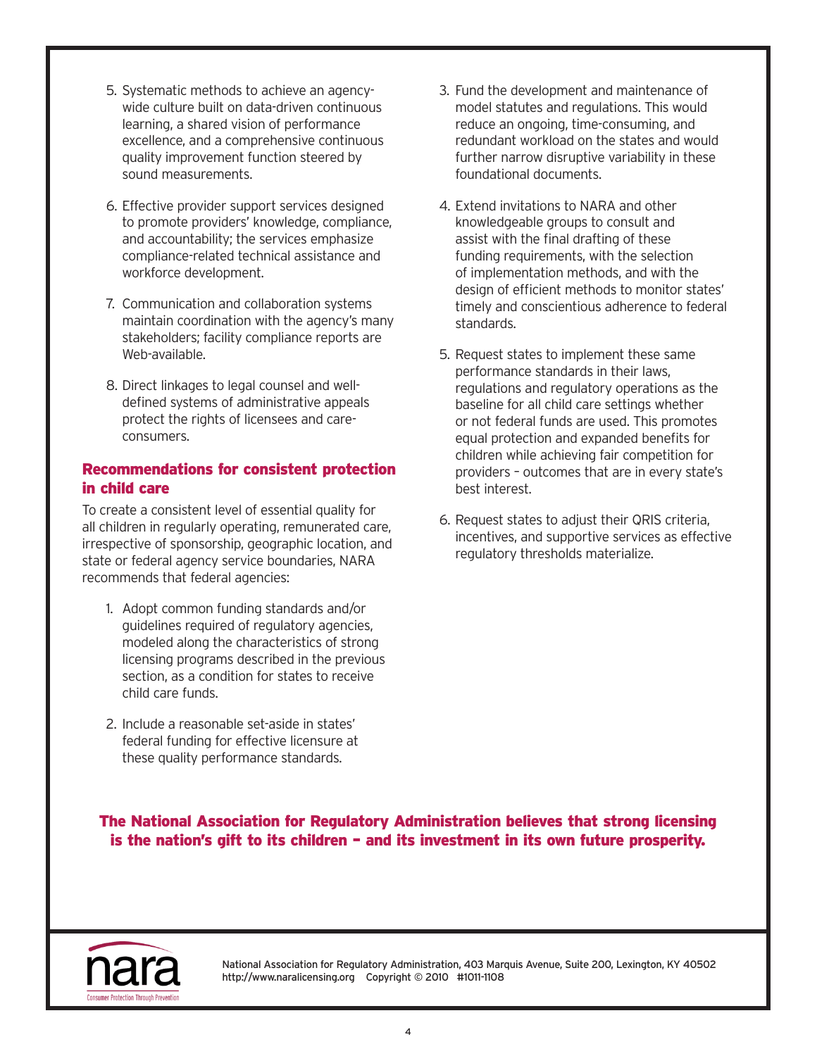5. Systematic methods to achieve an agency-wide culture built on data-driven continuous learning, a shared vision of performance excellence, and a comprehensive continuous quality improvement function steered by sound measurements.

6. Effective provider support services designed to promote providers' knowledge, compliance, and accountability; the services emphasize compliance-related technical assistance and workforce development.

7. Communication and collaboration systems maintain coordination with the agency's many stakeholders; facility compliance reports are Web-available.

8. Direct linkages to legal counsel and well-defined systems of administrative appeals protect the rights of licensees and care-consumers.

## Recommendations for consistent protection in child care

To create a consistent level of essential quality for all children in regularly operating, remunerated care, irrespective of sponsorship, geographic location, and state or federal agency service boundaries, NARA recommends that federal agencies:

1. Adopt common funding standards and/or guidelines required of regulatory agencies, modeled along the characteristics of strong licensing programs described in the previous section, as a condition for states to receive child care funds.

2. Include a reasonable set-aside in states' federal funding for effective licensure at these quality performance standards.

3. Fund the development and maintenance of model statutes and regulations. This would reduce an ongoing, time-consuming, and redundant workload on the states and would further narrow disruptive variability in these foundational documents.

4. Extend invitations to NARA and other knowledgeable groups to consult and assist with the final drafting of these funding requirements, with the selection of implementation methods, and with the design of efficient methods to monitor states' timely and conscientious adherence to federal standards.

5. Request states to implement these same performance standards in their laws, regulations and regulatory operations as the baseline for all child care settings whether or not federal funds are used. This promotes equal protection and expanded benefits for children while achieving fair competition for providers – outcomes that are in every state's best interest.

6. Request states to adjust their QRIS criteria, incentives, and supportive services as effective regulatory thresholds materialize.

**The National Association for Regulatory Administration believes that strong licensing is the nation's gift to its children – and its investment in its own future prosperity.**

nara
Consumer Protection Through Prevention

National Association for Regulatory Administration, 403 Marquis Avenue, Suite 200, Lexington, KY 40502
http://www.naralicensing.org Copyright © 2010 #1011-1108